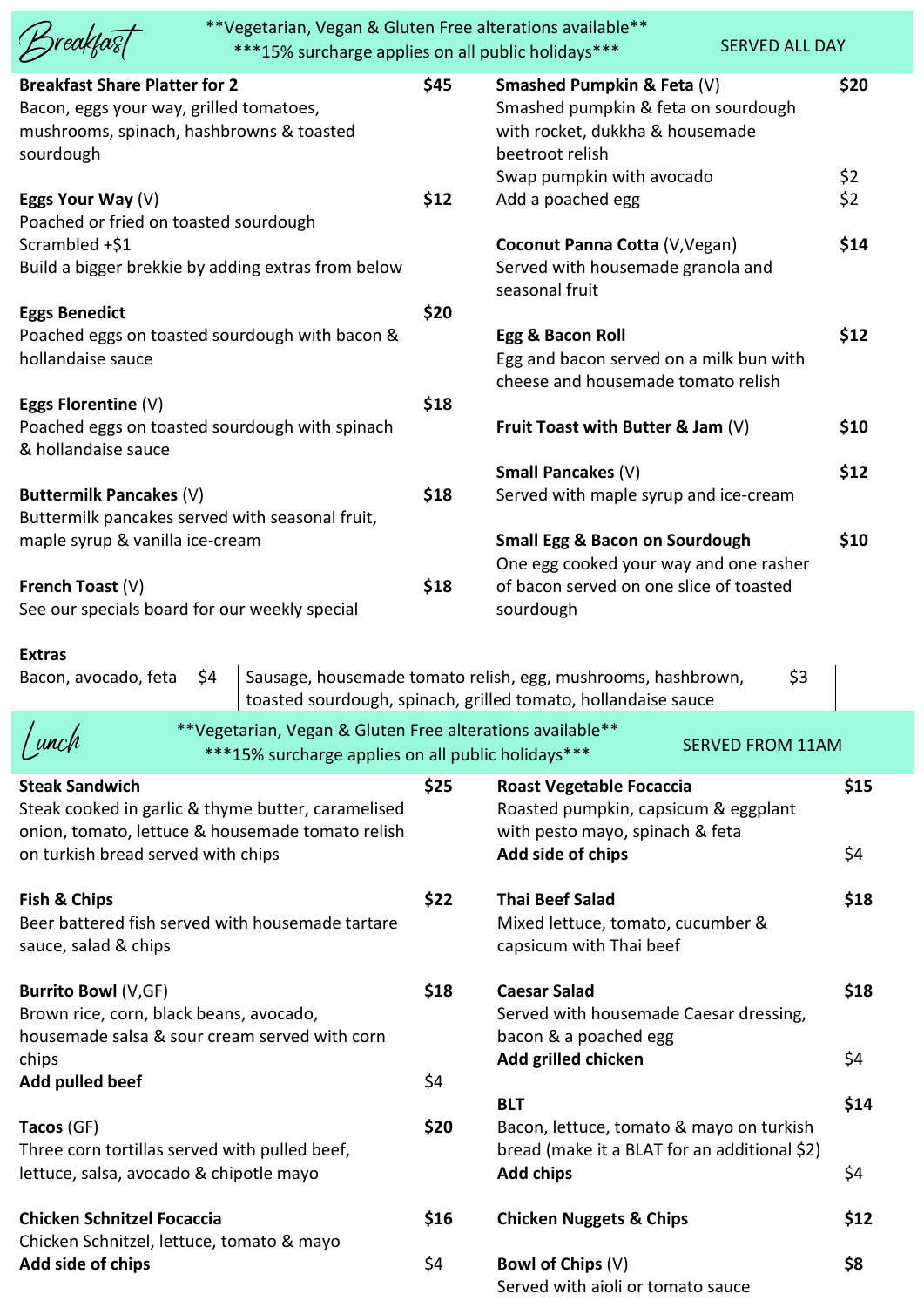# Breakfast

**Vegetarian, Vegan & Gluten Free alterations available**

***15% surcharge applies on all public holidays***

SERVED ALL DAY

**Breakfast Share Platter for 2** — **$45**
Bacon, eggs your way, grilled tomatoes, mushrooms, spinach, hashbrowns & toasted sourdough

**Eggs Your Way** (V) — **$12**
Poached or fried on toasted sourdough
Scrambled +$1
Build a bigger brekkie by adding extras from below

**Eggs Benedict** — **$20**
Poached eggs on toasted sourdough with bacon & hollandaise sauce

**Eggs Florentine** (V) — **$18**
Poached eggs on toasted sourdough with spinach & hollandaise sauce

**Buttermilk Pancakes** (V) — **$18**
Buttermilk pancakes served with seasonal fruit, maple syrup & vanilla ice-cream

**French Toast** (V) — **$18**
See our specials board for our weekly special

**Smashed Pumpkin & Feta** (V) — **$20**
Smashed pumpkin & feta on sourdough with rocket, dukkha & housemade beetroot relish
Swap pumpkin with avocado — $2
Add a poached egg — $2

**Coconut Panna Cotta** (V,Vegan) — **$14**
Served with housemade granola and seasonal fruit

**Egg & Bacon Roll** — **$12**
Egg and bacon served on a milk bun with cheese and housemade tomato relish

**Fruit Toast with Butter & Jam** (V) — **$10**

**Small Pancakes** (V) — **$12**
Served with maple syrup and ice-cream

**Small Egg & Bacon on Sourdough** — **$10**
One egg cooked your way and one rasher of bacon served on one slice of toasted sourdough

**Extras**

| Bacon, avocado, feta | $4 | Sausage, housemade tomato relish, egg, mushrooms, hashbrown, toasted sourdough, spinach, grilled tomato, hollandaise sauce | $3 |
|---|---|---|---|

# Lunch

**Vegetarian, Vegan & Gluten Free alterations available**

***15% surcharge applies on all public holidays***

SERVED FROM 11AM

**Steak Sandwich** — **$25**
Steak cooked in garlic & thyme butter, caramelised onion, tomato, lettuce & housemade tomato relish on turkish bread served with chips

**Fish & Chips** — **$22**
Beer battered fish served with housemade tartare sauce, salad & chips

**Burrito Bowl** (V,GF) — **$18**
Brown rice, corn, black beans, avocado, housemade salsa & sour cream served with corn chips
**Add pulled beef** — $4

**Tacos** (GF) — **$20**
Three corn tortillas served with pulled beef, lettuce, salsa, avocado & chipotle mayo

**Chicken Schnitzel Focaccia** — **$16**
Chicken Schnitzel, lettuce, tomato & mayo
**Add side of chips** — $4

**Roast Vegetable Focaccia** — **$15**
Roasted pumpkin, capsicum & eggplant with pesto mayo, spinach & feta
**Add side of chips** — $4

**Thai Beef Salad** — **$18**
Mixed lettuce, tomato, cucumber & capsicum with Thai beef

**Caesar Salad** — **$18**
Served with housemade Caesar dressing, bacon & a poached egg
**Add grilled chicken** — $4

**BLT** — **$14**
Bacon, lettuce, tomato & mayo on turkish bread (make it a BLAT for an additional $2)
**Add chips** — $4

**Chicken Nuggets & Chips** — **$12**

**Bowl of Chips** (V) — **$8**
Served with aioli or tomato sauce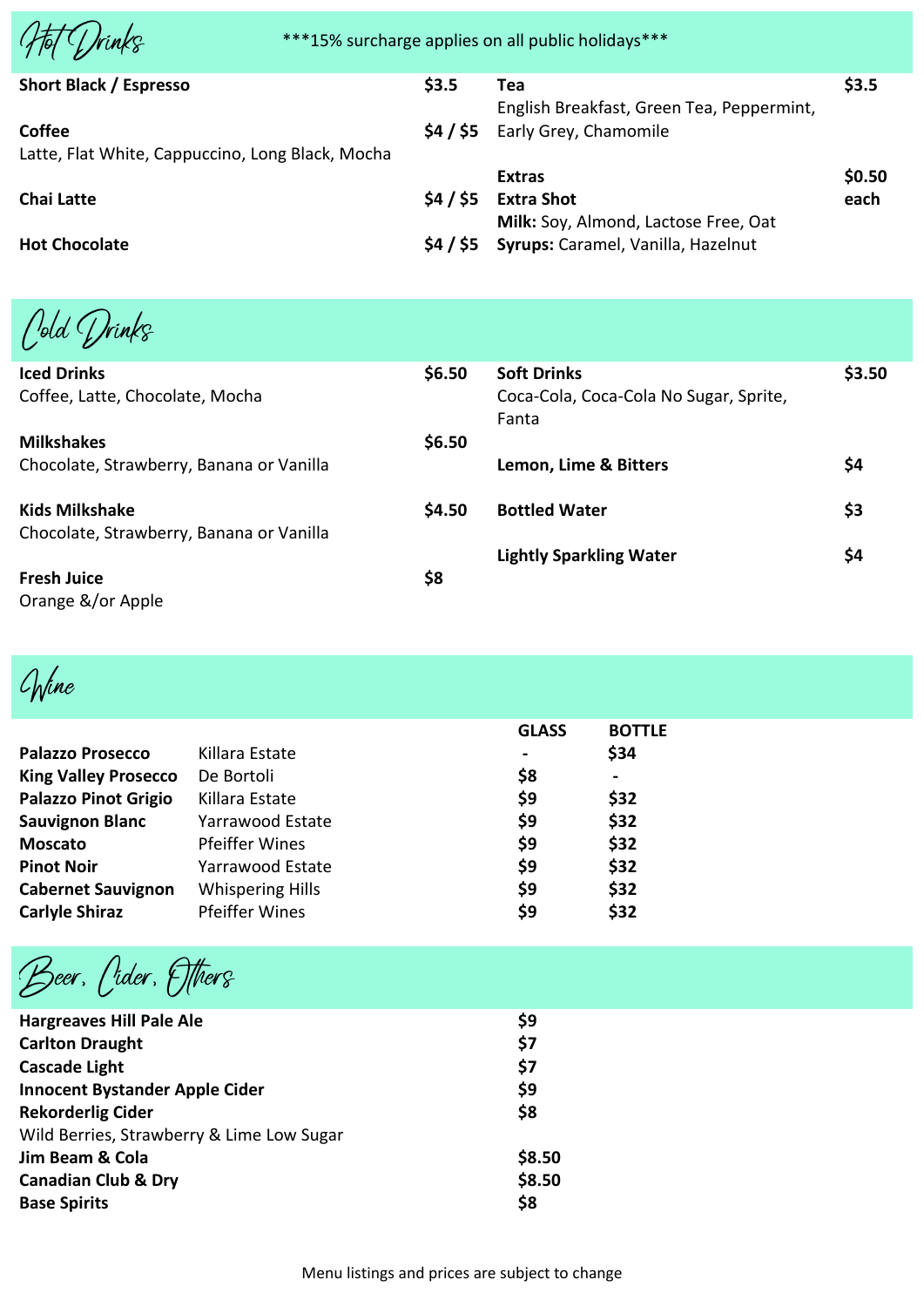## Hot Drinks

***15% surcharge applies on all public holidays***

**Short Black / Espresso** $3.5

**Coffee** $4 / $5
Latte, Flat White, Cappuccino, Long Black, Mocha

**Chai Latte** $4 / $5

**Hot Chocolate** $4 / $5

**Tea** $3.5
English Breakfast, Green Tea, Peppermint, Early Grey, Chamomile

**Extras** $0.50 each
**Extra Shot**
**Milk:** Soy, Almond, Lactose Free, Oat
**Syrups:** Caramel, Vanilla, Hazelnut

## Cold Drinks

**Iced Drinks** $6.50
Coffee, Latte, Chocolate, Mocha

**Milkshakes** $6.50
Chocolate, Strawberry, Banana or Vanilla

**Kids Milkshake** $4.50
Chocolate, Strawberry, Banana or Vanilla

**Fresh Juice** $8
Orange &/or Apple

**Soft Drinks** $3.50
Coca-Cola, Coca-Cola No Sugar, Sprite, Fanta

**Lemon, Lime & Bitters** $4

**Bottled Water** $3

**Lightly Sparkling Water** $4

## Wine

| | | GLASS | BOTTLE |
|---|---|---|---|
| **Palazzo Prosecco** | Killara Estate | - | $34 |
| **King Valley Prosecco** | De Bortoli | $8 | - |
| **Palazzo Pinot Grigio** | Killara Estate | $9 | $32 |
| **Sauvignon Blanc** | Yarrawood Estate | $9 | $32 |
| **Moscato** | Pfeiffer Wines | $9 | $32 |
| **Pinot Noir** | Yarrawood Estate | $9 | $32 |
| **Cabernet Sauvignon** | Whispering Hills | $9 | $32 |
| **Carlyle Shiraz** | Pfeiffer Wines | $9 | $32 |

## Beer, Cider, Others

| | |
|---|---|
| **Hargreaves Hill Pale Ale** | $9 |
| **Carlton Draught** | $7 |
| **Cascade Light** | $7 |
| **Innocent Bystander Apple Cider** | $9 |
| **Rekorderlig Cider**<br>Wild Berries, Strawberry & Lime Low Sugar | $8 |
| **Jim Beam & Cola** | $8.50 |
| **Canadian Club & Dry** | $8.50 |
| **Base Spirits** | $8 |

Menu listings and prices are subject to change